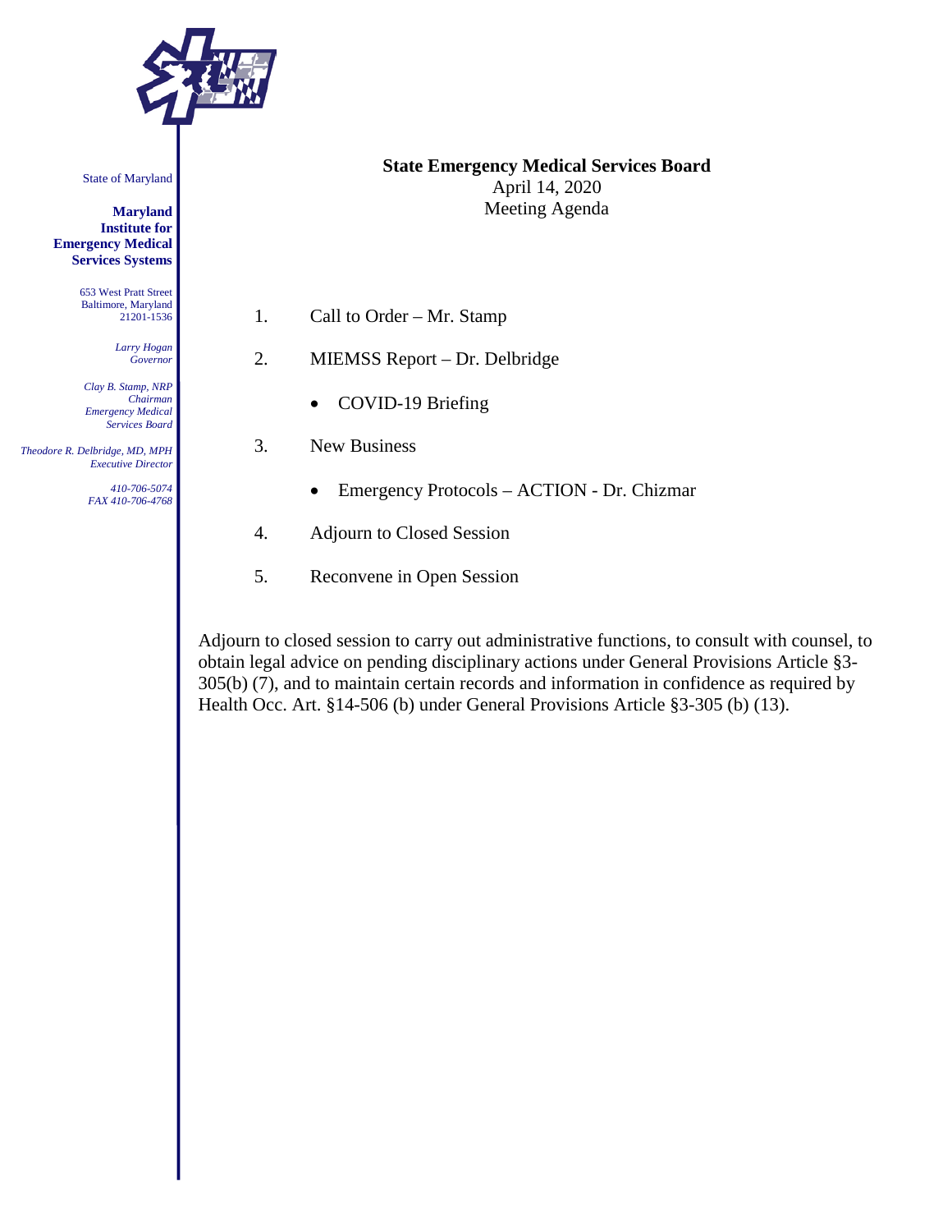State of Maryland

**Maryland Institute for Emergency Medical Services Systems**

653 West Pratt Street
Baltimore, Maryland
21201-1536

*Larry Hogan*
*Governor*

*Clay B. Stamp, NRP*
*Chairman*
*Emergency Medical Services Board*

*Theodore R. Delbridge, MD, MPH*
*Executive Director*

*410-706-5074*
*FAX 410-706-4768*

**State Emergency Medical Services Board**
April 14, 2020
Meeting Agenda

1. Call to Order – Mr. Stamp
2. MIEMSS Report – Dr. Delbridge
   - COVID-19 Briefing
3. New Business
   - Emergency Protocols – ACTION - Dr. Chizmar
4. Adjourn to Closed Session
5. Reconvene in Open Session

Adjourn to closed session to carry out administrative functions, to consult with counsel, to obtain legal advice on pending disciplinary actions under General Provisions Article §3-305(b) (7), and to maintain certain records and information in confidence as required by Health Occ. Art. §14-506 (b) under General Provisions Article §3-305 (b) (13).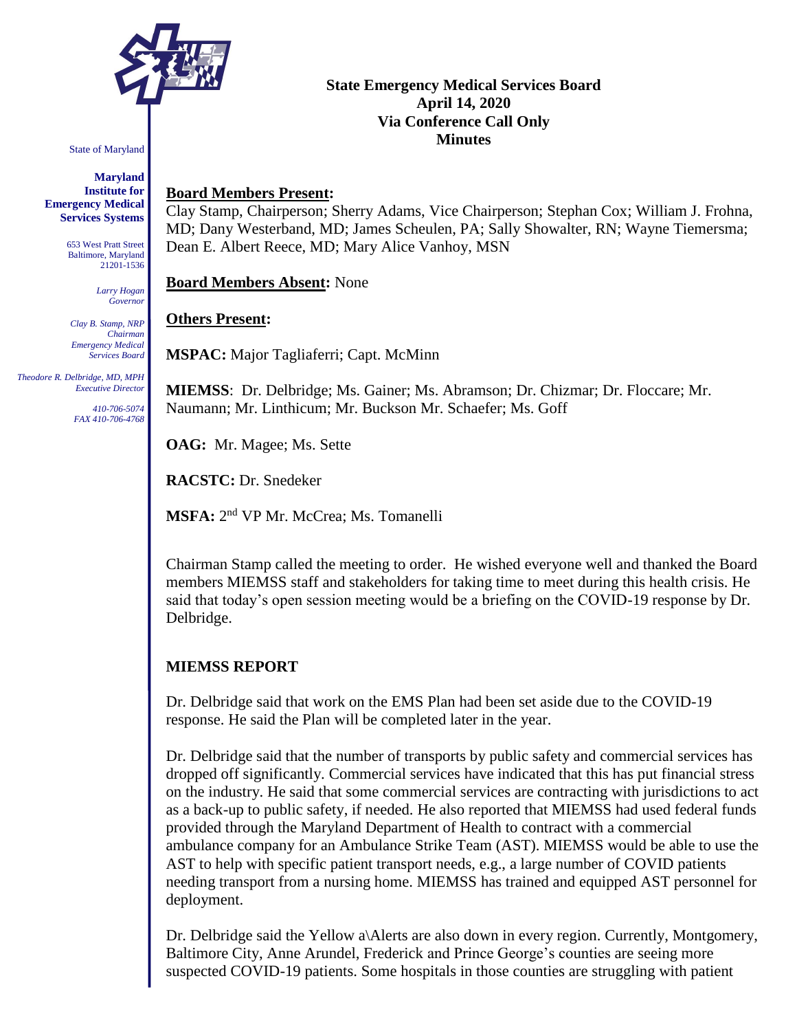State of Maryland

**Maryland Institute for Emergency Medical Services Systems**

653 West Pratt Street
Baltimore, Maryland
21201-1536

*Larry Hogan*
*Governor*

*Clay B. Stamp, NRP*
*Chairman*
*Emergency Medical Services Board*

*Theodore R. Delbridge, MD, MPH*
*Executive Director*

*410-706-5074*
*FAX 410-706-4768*

**State Emergency Medical Services Board**
**April 14, 2020**
**Via Conference Call Only**
**Minutes**

**Board Members Present:**
Clay Stamp, Chairperson; Sherry Adams, Vice Chairperson; Stephan Cox; William J. Frohna, MD; Dany Westerband, MD; James Scheulen, PA; Sally Showalter, RN; Wayne Tiemersma; Dean E. Albert Reece, MD; Mary Alice Vanhoy, MSN

**Board Members Absent:** None

**Others Present:**

**MSPAC:** Major Tagliaferri; Capt. McMinn

**MIEMSS**: Dr. Delbridge; Ms. Gainer; Ms. Abramson; Dr. Chizmar; Dr. Floccare; Mr. Naumann; Mr. Linthicum; Mr. Buckson Mr. Schaefer; Ms. Goff

**OAG:** Mr. Magee; Ms. Sette

**RACSTC:** Dr. Snedeker

**MSFA:** 2nd VP Mr. McCrea; Ms. Tomanelli

Chairman Stamp called the meeting to order. He wished everyone well and thanked the Board members MIEMSS staff and stakeholders for taking time to meet during this health crisis. He said that today's open session meeting would be a briefing on the COVID-19 response by Dr. Delbridge.

## MIEMSS REPORT

Dr. Delbridge said that work on the EMS Plan had been set aside due to the COVID-19 response. He said the Plan will be completed later in the year.

Dr. Delbridge said that the number of transports by public safety and commercial services has dropped off significantly. Commercial services have indicated that this has put financial stress on the industry. He said that some commercial services are contracting with jurisdictions to act as a back-up to public safety, if needed. He also reported that MIEMSS had used federal funds provided through the Maryland Department of Health to contract with a commercial ambulance company for an Ambulance Strike Team (AST). MIEMSS would be able to use the AST to help with specific patient transport needs, e.g., a large number of COVID patients needing transport from a nursing home. MIEMSS has trained and equipped AST personnel for deployment.

Dr. Delbridge said the Yellow a\Alerts are also down in every region. Currently, Montgomery, Baltimore City, Anne Arundel, Frederick and Prince George's counties are seeing more suspected COVID-19 patients. Some hospitals in those counties are struggling with patient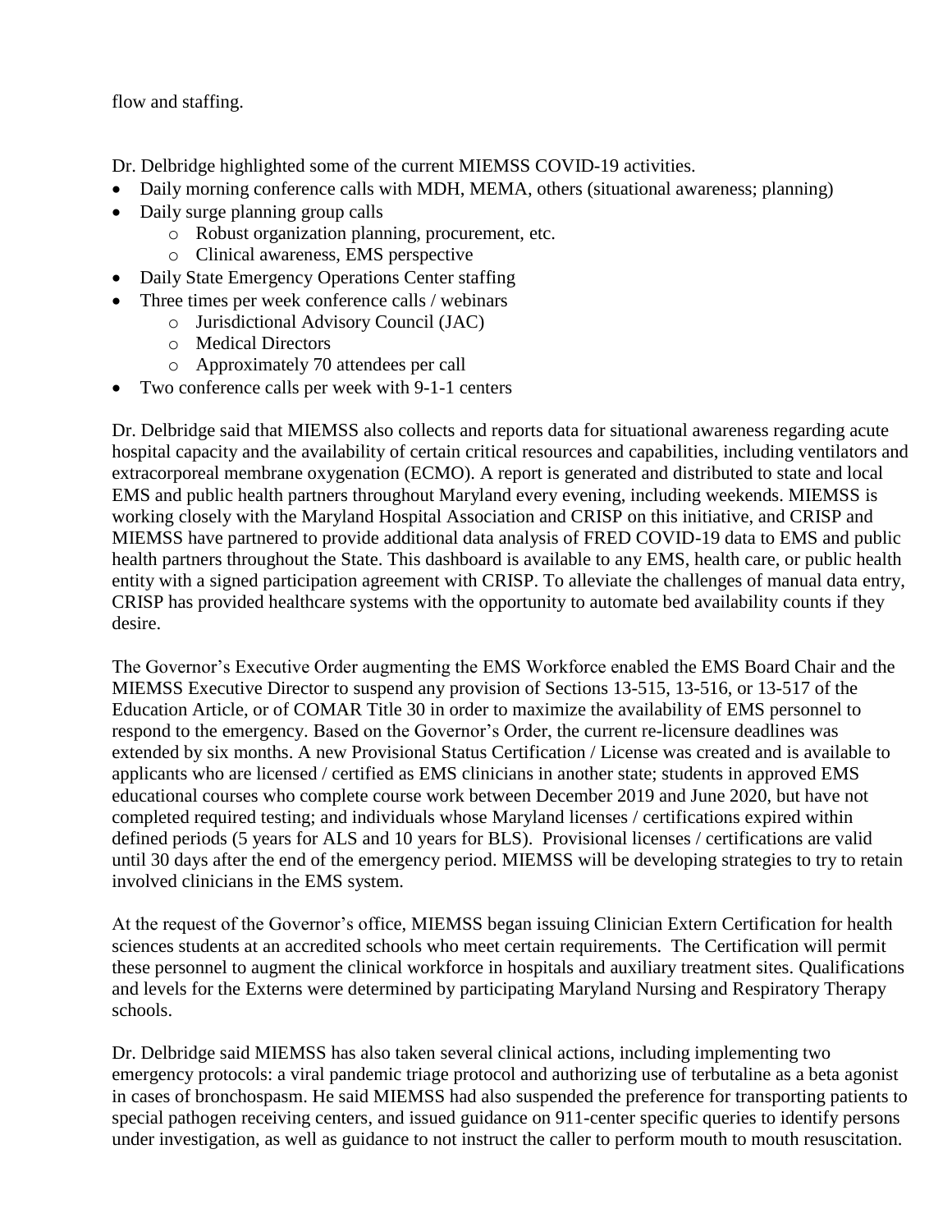flow and staffing.

Dr. Delbridge highlighted some of the current MIEMSS COVID-19 activities.

- Daily morning conference calls with MDH, MEMA, others (situational awareness; planning)
- Daily surge planning group calls
  - Robust organization planning, procurement, etc.
  - Clinical awareness, EMS perspective
- Daily State Emergency Operations Center staffing
- Three times per week conference calls / webinars
  - Jurisdictional Advisory Council (JAC)
  - Medical Directors
  - Approximately 70 attendees per call
- Two conference calls per week with 9-1-1 centers

Dr. Delbridge said that MIEMSS also collects and reports data for situational awareness regarding acute hospital capacity and the availability of certain critical resources and capabilities, including ventilators and extracorporeal membrane oxygenation (ECMO). A report is generated and distributed to state and local EMS and public health partners throughout Maryland every evening, including weekends. MIEMSS is working closely with the Maryland Hospital Association and CRISP on this initiative, and CRISP and MIEMSS have partnered to provide additional data analysis of FRED COVID-19 data to EMS and public health partners throughout the State. This dashboard is available to any EMS, health care, or public health entity with a signed participation agreement with CRISP. To alleviate the challenges of manual data entry, CRISP has provided healthcare systems with the opportunity to automate bed availability counts if they desire.

The Governor's Executive Order augmenting the EMS Workforce enabled the EMS Board Chair and the MIEMSS Executive Director to suspend any provision of Sections 13-515, 13-516, or 13-517 of the Education Article, or of COMAR Title 30 in order to maximize the availability of EMS personnel to respond to the emergency. Based on the Governor's Order, the current re-licensure deadlines was extended by six months. A new Provisional Status Certification / License was created and is available to applicants who are licensed / certified as EMS clinicians in another state; students in approved EMS educational courses who complete course work between December 2019 and June 2020, but have not completed required testing; and individuals whose Maryland licenses / certifications expired within defined periods (5 years for ALS and 10 years for BLS). Provisional licenses / certifications are valid until 30 days after the end of the emergency period. MIEMSS will be developing strategies to try to retain involved clinicians in the EMS system.

At the request of the Governor's office, MIEMSS began issuing Clinician Extern Certification for health sciences students at an accredited schools who meet certain requirements. The Certification will permit these personnel to augment the clinical workforce in hospitals and auxiliary treatment sites. Qualifications and levels for the Externs were determined by participating Maryland Nursing and Respiratory Therapy schools.

Dr. Delbridge said MIEMSS has also taken several clinical actions, including implementing two emergency protocols: a viral pandemic triage protocol and authorizing use of terbutaline as a beta agonist in cases of bronchospasm. He said MIEMSS had also suspended the preference for transporting patients to special pathogen receiving centers, and issued guidance on 911-center specific queries to identify persons under investigation, as well as guidance to not instruct the caller to perform mouth to mouth resuscitation.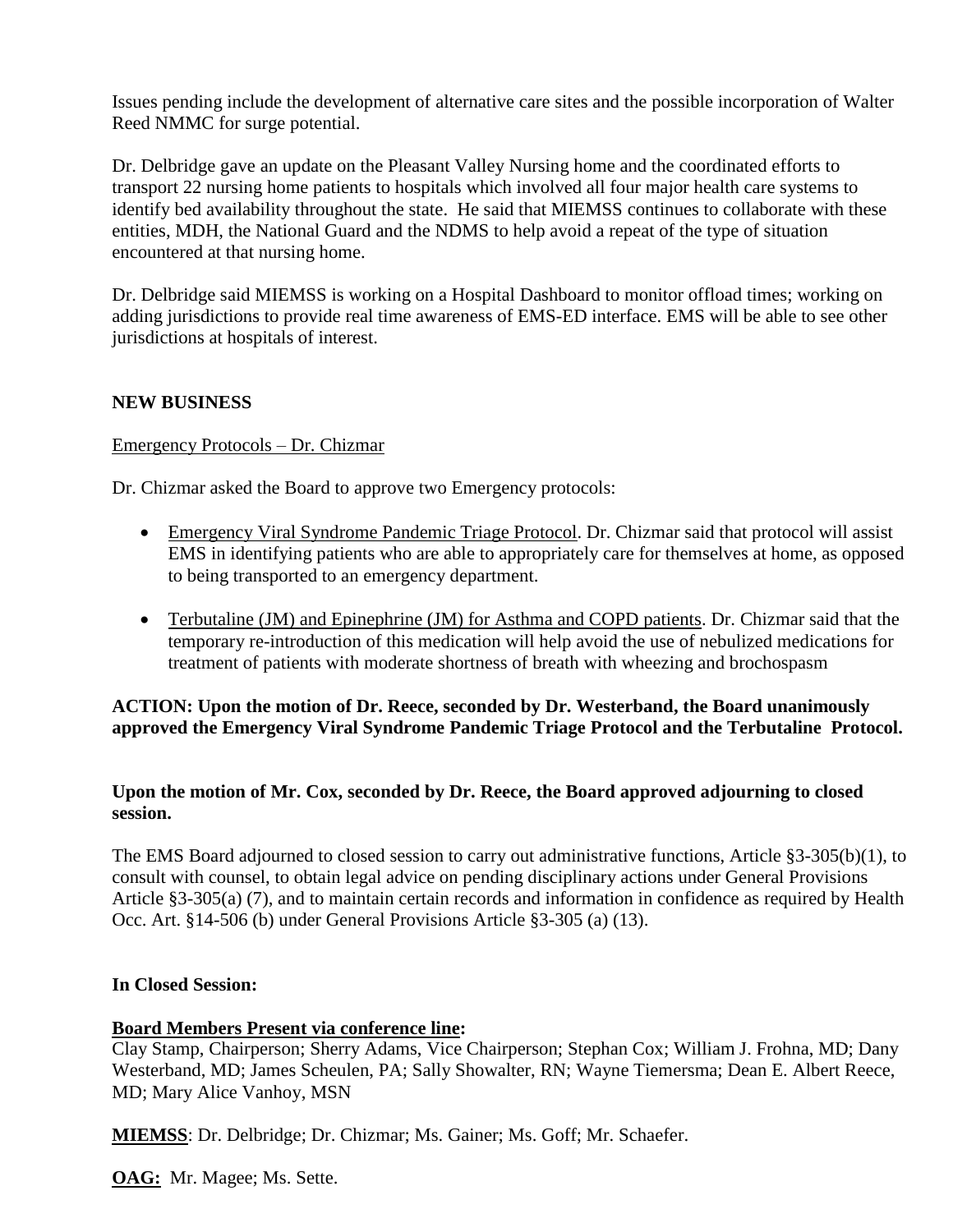Issues pending include the development of alternative care sites and the possible incorporation of Walter Reed NMMC for surge potential.

Dr. Delbridge gave an update on the Pleasant Valley Nursing home and the coordinated efforts to transport 22 nursing home patients to hospitals which involved all four major health care systems to identify bed availability throughout the state. He said that MIEMSS continues to collaborate with these entities, MDH, the National Guard and the NDMS to help avoid a repeat of the type of situation encountered at that nursing home.

Dr. Delbridge said MIEMSS is working on a Hospital Dashboard to monitor offload times; working on adding jurisdictions to provide real time awareness of EMS-ED interface. EMS will be able to see other jurisdictions at hospitals of interest.

**NEW BUSINESS**

<u>Emergency Protocols – Dr. Chizmar</u>

Dr. Chizmar asked the Board to approve two Emergency protocols:

- <u>Emergency Viral Syndrome Pandemic Triage Protocol</u>. Dr. Chizmar said that protocol will assist EMS in identifying patients who are able to appropriately care for themselves at home, as opposed to being transported to an emergency department.
- <u>Terbutaline (JM) and Epinephrine (JM) for Asthma and COPD patients</u>. Dr. Chizmar said that the temporary re-introduction of this medication will help avoid the use of nebulized medications for treatment of patients with moderate shortness of breath with wheezing and brochospasm

**ACTION: Upon the motion of Dr. Reece, seconded by Dr. Westerband, the Board unanimously approved the Emergency Viral Syndrome Pandemic Triage Protocol and the Terbutaline Protocol.**

**Upon the motion of Mr. Cox, seconded by Dr. Reece, the Board approved adjourning to closed session.**

The EMS Board adjourned to closed session to carry out administrative functions, Article §3-305(b)(1), to consult with counsel, to obtain legal advice on pending disciplinary actions under General Provisions Article §3-305(a) (7), and to maintain certain records and information in confidence as required by Health Occ. Art. §14-506 (b) under General Provisions Article §3-305 (a) (13).

**In Closed Session:**

**<u>Board Members Present via conference line</u>:**
Clay Stamp, Chairperson; Sherry Adams, Vice Chairperson; Stephan Cox; William J. Frohna, MD; Dany Westerband, MD; James Scheulen, PA; Sally Showalter, RN; Wayne Tiemersma; Dean E. Albert Reece, MD; Mary Alice Vanhoy, MSN

**<u>MIEMSS</u>**: Dr. Delbridge; Dr. Chizmar; Ms. Gainer; Ms. Goff; Mr. Schaefer.

**<u>OAG:</u>** Mr. Magee; Ms. Sette.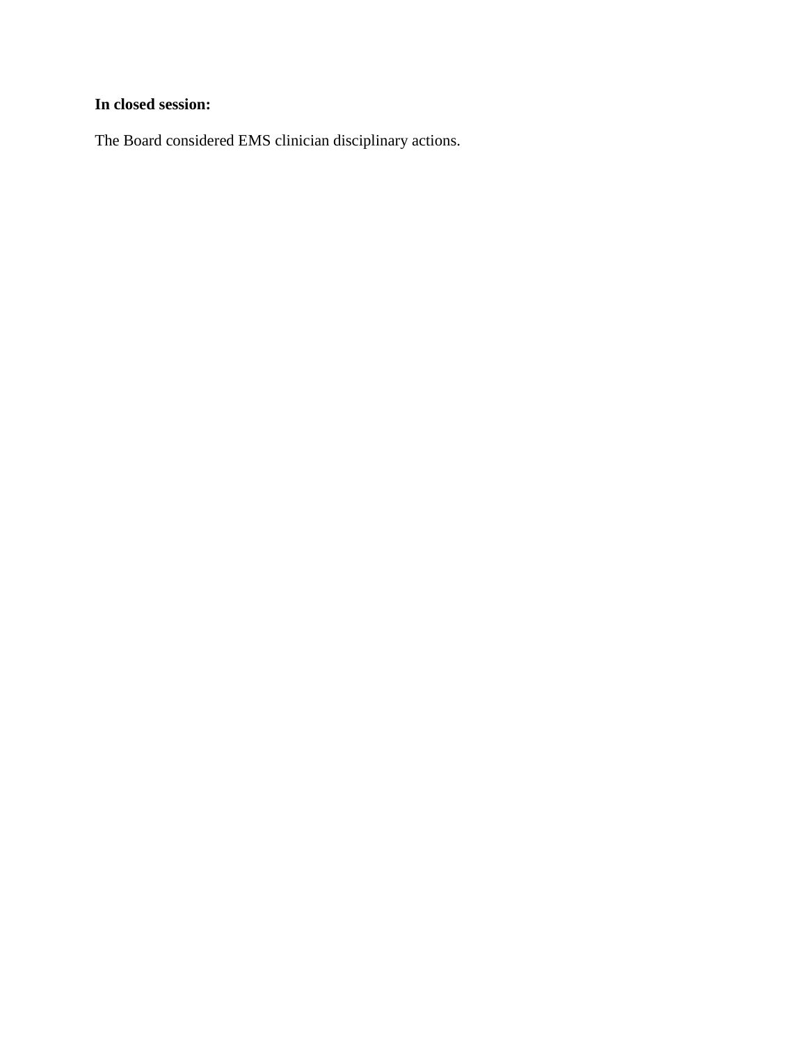**In closed session:**

The Board considered EMS clinician disciplinary actions.